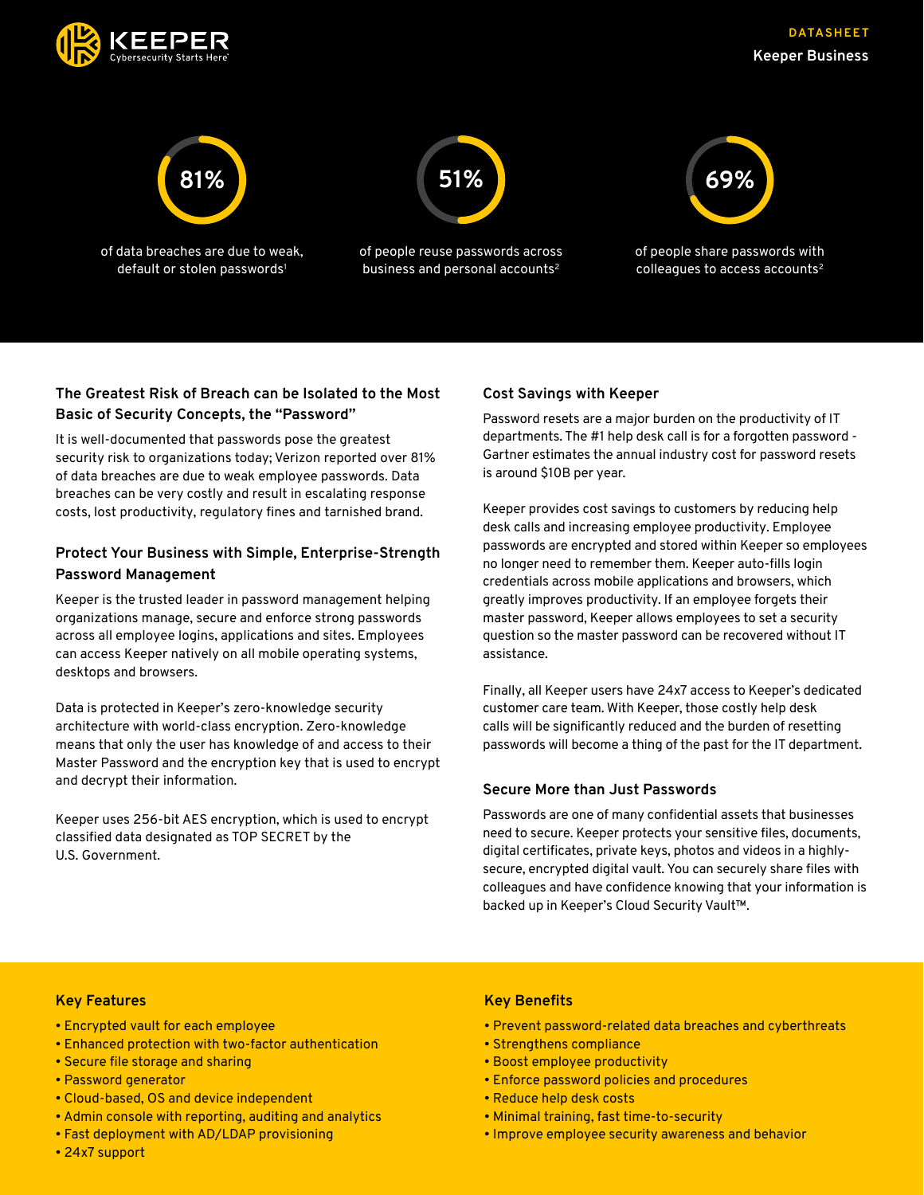KEEPER
Cybersecurity Starts Here

DATASHEET

**Keeper Business**

**81%** of data breaches are due to weak, default or stolen passwords[1]

**51%** of people reuse passwords across business and personal accounts[2]

**69%** of people share passwords with colleagues to access accounts[2]

### The Greatest Risk of Breach can be Isolated to the Most Basic of Security Concepts, the "Password"

It is well-documented that passwords pose the greatest security risk to organizations today; Verizon reported over 81% of data breaches are due to weak employee passwords. Data breaches can be very costly and result in escalating response costs, lost productivity, regulatory fines and tarnished brand.

### Protect Your Business with Simple, Enterprise-Strength Password Management

Keeper is the trusted leader in password management helping organizations manage, secure and enforce strong passwords across all employee logins, applications and sites. Employees can access Keeper natively on all mobile operating systems, desktops and browsers.

Data is protected in Keeper's zero-knowledge security architecture with world-class encryption. Zero-knowledge means that only the user has knowledge of and access to their Master Password and the encryption key that is used to encrypt and decrypt their information.

Keeper uses 256-bit AES encryption, which is used to encrypt classified data designated as TOP SECRET by the U.S. Government.

### Cost Savings with Keeper

Password resets are a major burden on the productivity of IT departments. The #1 help desk call is for a forgotten password - Gartner estimates the annual industry cost for password resets is around $10B per year.

Keeper provides cost savings to customers by reducing help desk calls and increasing employee productivity. Employee passwords are encrypted and stored within Keeper so employees no longer need to remember them. Keeper auto-fills login credentials across mobile applications and browsers, which greatly improves productivity. If an employee forgets their master password, Keeper allows employees to set a security question so the master password can be recovered without IT assistance.

Finally, all Keeper users have 24x7 access to Keeper's dedicated customer care team. With Keeper, those costly help desk calls will be significantly reduced and the burden of resetting passwords will become a thing of the past for the IT department.

### Secure More than Just Passwords

Passwords are one of many confidential assets that businesses need to secure. Keeper protects your sensitive files, documents, digital certificates, private keys, photos and videos in a highly-secure, encrypted digital vault. You can securely share files with colleagues and have confidence knowing that your information is backed up in Keeper's Cloud Security Vault™.

### Key Features

- Encrypted vault for each employee
- Enhanced protection with two-factor authentication
- Secure file storage and sharing
- Password generator
- Cloud-based, OS and device independent
- Admin console with reporting, auditing and analytics
- Fast deployment with AD/LDAP provisioning
- 24x7 support

### Key Benefits

- Prevent password-related data breaches and cyberthreats
- Strengthens compliance
- Boost employee productivity
- Enforce password policies and procedures
- Reduce help desk costs
- Minimal training, fast time-to-security
- Improve employee security awareness and behavior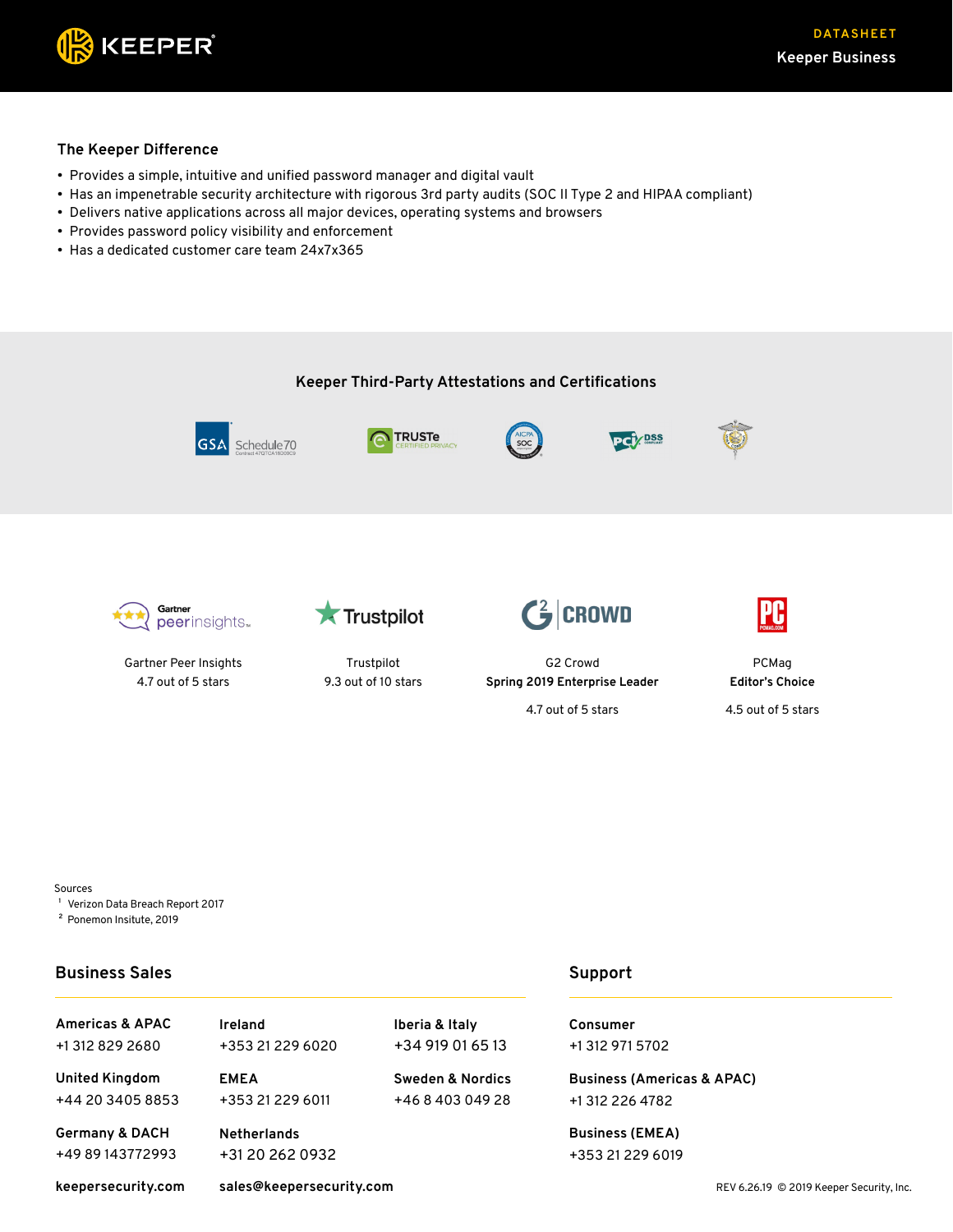## The Keeper Difference

- Provides a simple, intuitive and unified password manager and digital vault
- Has an impenetrable security architecture with rigorous 3rd party audits (SOC II Type 2 and HIPAA compliant)
- Delivers native applications across all major devices, operating systems and browsers
- Provides password policy visibility and enforcement
- Has a dedicated customer care team 24x7x365

### Keeper Third-Party Attestations and Certifications

GSA Schedule 70 Contract 47QTCA18D00C9

TRUSTe CERTIFIED PRIVACY

AICPA SOC

PCI DSS COMPLIANT

Gartner Peer Insights
4.7 out of 5 stars

Trustpilot
9.3 out of 10 stars

G2 Crowd
**Spring 2019 Enterprise Leader**
4.7 out of 5 stars

PCMag
**Editor's Choice**
4.5 out of 5 stars

Sources
[1] Verizon Data Breach Report 2017
[2] Ponemon Insitute, 2019

## Business Sales

**Americas & APAC**
+1 312 829 2680

**United Kingdom**
+44 20 3405 8853

**Germany & DACH**
+49 89 143772993

**Ireland**
+353 21 229 6020

**EMEA**
+353 21 229 6011

**Netherlands**
+31 20 262 0932

**Iberia & Italy**
+34 919 01 65 13

**Sweden & Nordics**
+46 8 403 049 28

## Support

**Consumer**
+1 312 971 5702

**Business (Americas & APAC)**
+1 312 226 4782

**Business (EMEA)**
+353 21 229 6019

**keepersecurity.com** **sales@keepersecurity.com**

REV 6.26.19 © 2019 Keeper Security, Inc.